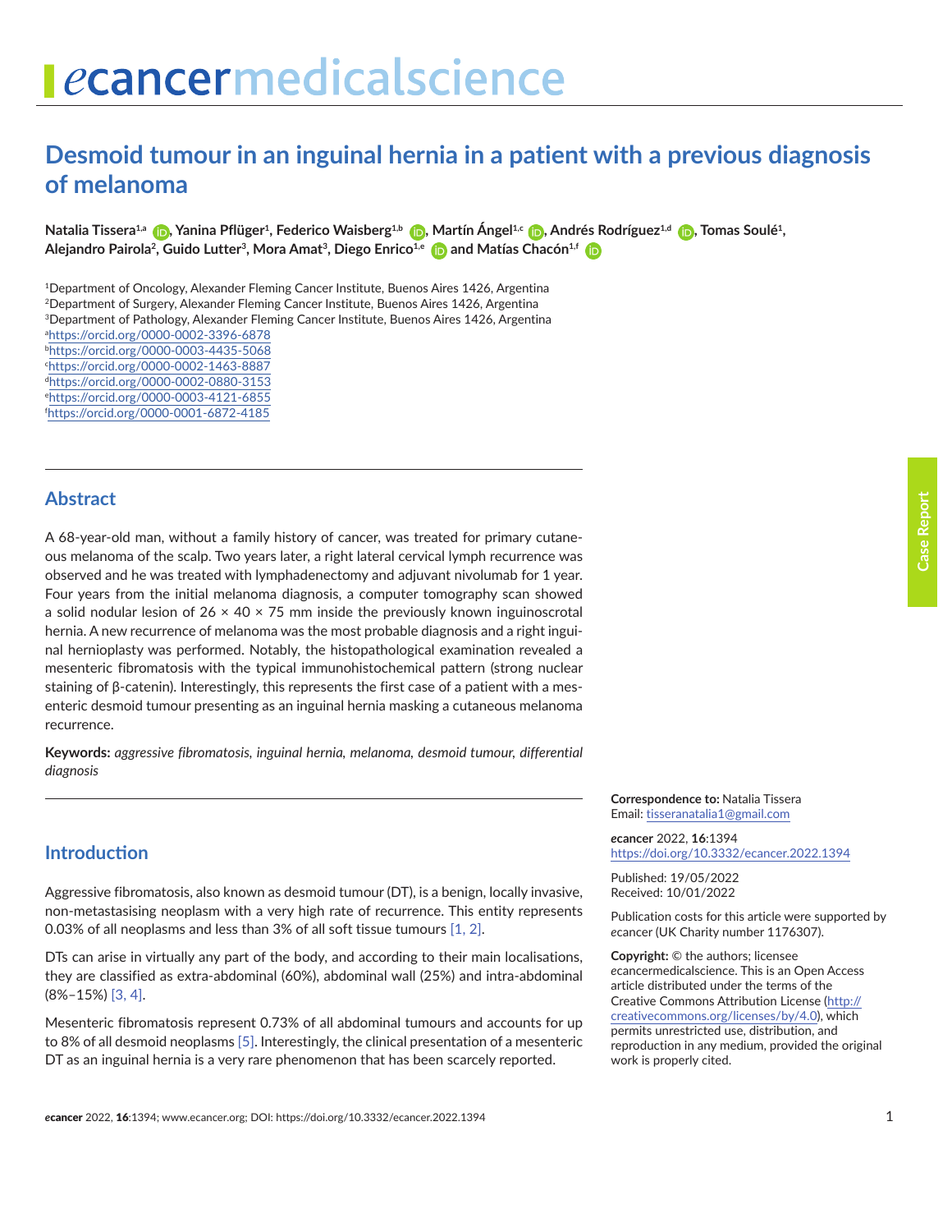# Desmoid tumour in an inguinal hernia in a patient with a previous diagnosis of melanoma

**Natalia Tissera[1,a], Yanina Pflüger[1], Federico Waisberg[1,b], Martín Ángel[1,c], Andrés Rodríguez[1,d], Tomas Soulé[1], Alejandro Pairola[2], Guido Lutter[3], Mora Amat[3], Diego Enrico[1,e] and Matías Chacón[1,f]**

[1]Department of Oncology, Alexander Fleming Cancer Institute, Buenos Aires 1426, Argentina
[2]Department of Surgery, Alexander Fleming Cancer Institute, Buenos Aires 1426, Argentina
[3]Department of Pathology, Alexander Fleming Cancer Institute, Buenos Aires 1426, Argentina
[a]https://orcid.org/0000-0002-3396-6878
[b]https://orcid.org/0000-0003-4435-5068
[c]https://orcid.org/0000-0002-1463-8887
[d]https://orcid.org/0000-0002-0880-3153
[e]https://orcid.org/0000-0003-4121-6855
[f]https://orcid.org/0000-0001-6872-4185

## Abstract

A 68-year-old man, without a family history of cancer, was treated for primary cutaneous melanoma of the scalp. Two years later, a right lateral cervical lymph recurrence was observed and he was treated with lymphadenectomy and adjuvant nivolumab for 1 year. Four years from the initial melanoma diagnosis, a computer tomography scan showed a solid nodular lesion of 26 × 40 × 75 mm inside the previously known inguinoscrotal hernia. A new recurrence of melanoma was the most probable diagnosis and a right inguinal hernioplasty was performed. Notably, the histopathological examination revealed a mesenteric fibromatosis with the typical immunohistochemical pattern (strong nuclear staining of β-catenin). Interestingly, this represents the first case of a patient with a mesenteric desmoid tumour presenting as an inguinal hernia masking a cutaneous melanoma recurrence.

**Keywords:** *aggressive fibromatosis, inguinal hernia, melanoma, desmoid tumour, differential diagnosis*

**Correspondence to:** Natalia Tissera
Email: tisseranatalia1@gmail.com

*e*cancer 2022, **16**:1394
https://doi.org/10.3332/ecancer.2022.1394

Published: 19/05/2022
Received: 10/01/2022

Publication costs for this article were supported by *e*cancer (UK Charity number 1176307).

**Copyright:** © the authors; licensee *e*cancermedicalscience. This is an Open Access article distributed under the terms of the Creative Commons Attribution License (http://creativecommons.org/licenses/by/4.0), which permits unrestricted use, distribution, and reproduction in any medium, provided the original work is properly cited.

## Introduction

Aggressive fibromatosis, also known as desmoid tumour (DT), is a benign, locally invasive, non-metastasising neoplasm with a very high rate of recurrence. This entity represents 0.03% of all neoplasms and less than 3% of all soft tissue tumours [1, 2].

DTs can arise in virtually any part of the body, and according to their main localisations, they are classified as extra-abdominal (60%), abdominal wall (25%) and intra-abdominal (8%–15%) [3, 4].

Mesenteric fibromatosis represent 0.73% of all abdominal tumours and accounts for up to 8% of all desmoid neoplasms [5]. Interestingly, the clinical presentation of a mesenteric DT as an inguinal hernia is a very rare phenomenon that has been scarcely reported.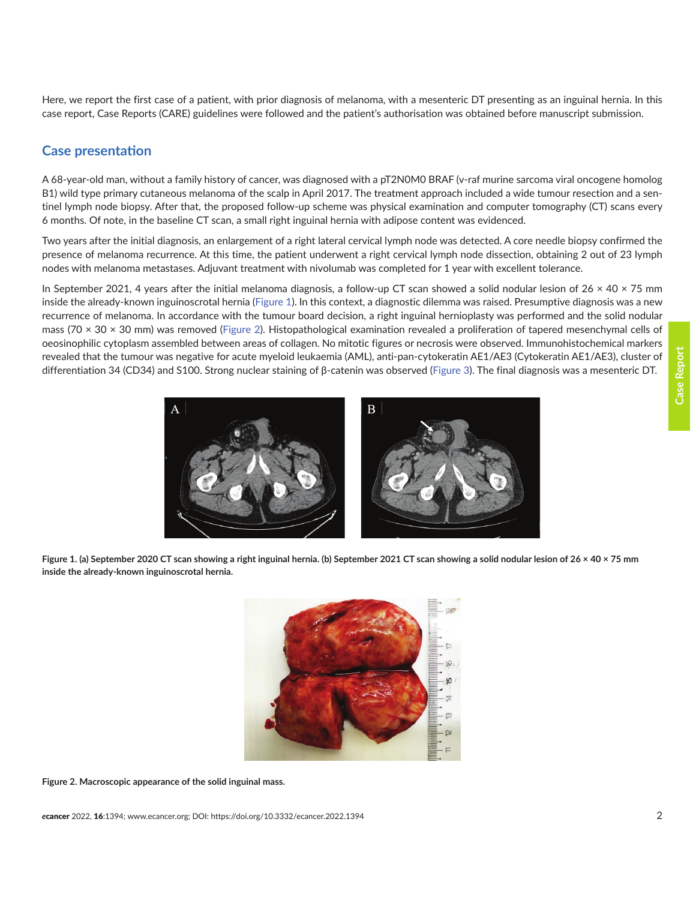Here, we report the first case of a patient, with prior diagnosis of melanoma, with a mesenteric DT presenting as an inguinal hernia. In this case report, Case Reports (CARE) guidelines were followed and the patient's authorisation was obtained before manuscript submission.

## Case presentation

A 68-year-old man, without a family history of cancer, was diagnosed with a pT2N0M0 BRAF (v-raf murine sarcoma viral oncogene homolog B1) wild type primary cutaneous melanoma of the scalp in April 2017. The treatment approach included a wide tumour resection and a sentinel lymph node biopsy. After that, the proposed follow-up scheme was physical examination and computer tomography (CT) scans every 6 months. Of note, in the baseline CT scan, a small right inguinal hernia with adipose content was evidenced.

Two years after the initial diagnosis, an enlargement of a right lateral cervical lymph node was detected. A core needle biopsy confirmed the presence of melanoma recurrence. At this time, the patient underwent a right cervical lymph node dissection, obtaining 2 out of 23 lymph nodes with melanoma metastases. Adjuvant treatment with nivolumab was completed for 1 year with excellent tolerance.

In September 2021, 4 years after the initial melanoma diagnosis, a follow-up CT scan showed a solid nodular lesion of 26 × 40 × 75 mm inside the already-known inguinoscrotal hernia (Figure 1). In this context, a diagnostic dilemma was raised. Presumptive diagnosis was a new recurrence of melanoma. In accordance with the tumour board decision, a right inguinal hernioplasty was performed and the solid nodular mass (70 × 30 × 30 mm) was removed (Figure 2). Histopathological examination revealed a proliferation of tapered mesenchymal cells of oeosinophilic cytoplasm assembled between areas of collagen. No mitotic figures or necrosis were observed. Immunohistochemical markers revealed that the tumour was negative for acute myeloid leukaemia (AML), anti-pan-cytokeratin AE1/AE3 (Cytokeratin AE1/AE3), cluster of differentiation 34 (CD34) and S100. Strong nuclear staining of β-catenin was observed (Figure 3). The final diagnosis was a mesenteric DT.

**Figure 1. (a) September 2020 CT scan showing a right inguinal hernia. (b) September 2021 CT scan showing a solid nodular lesion of 26 × 40 × 75 mm inside the already-known inguinoscrotal hernia.**

**Figure 2. Macroscopic appearance of the solid inguinal mass.**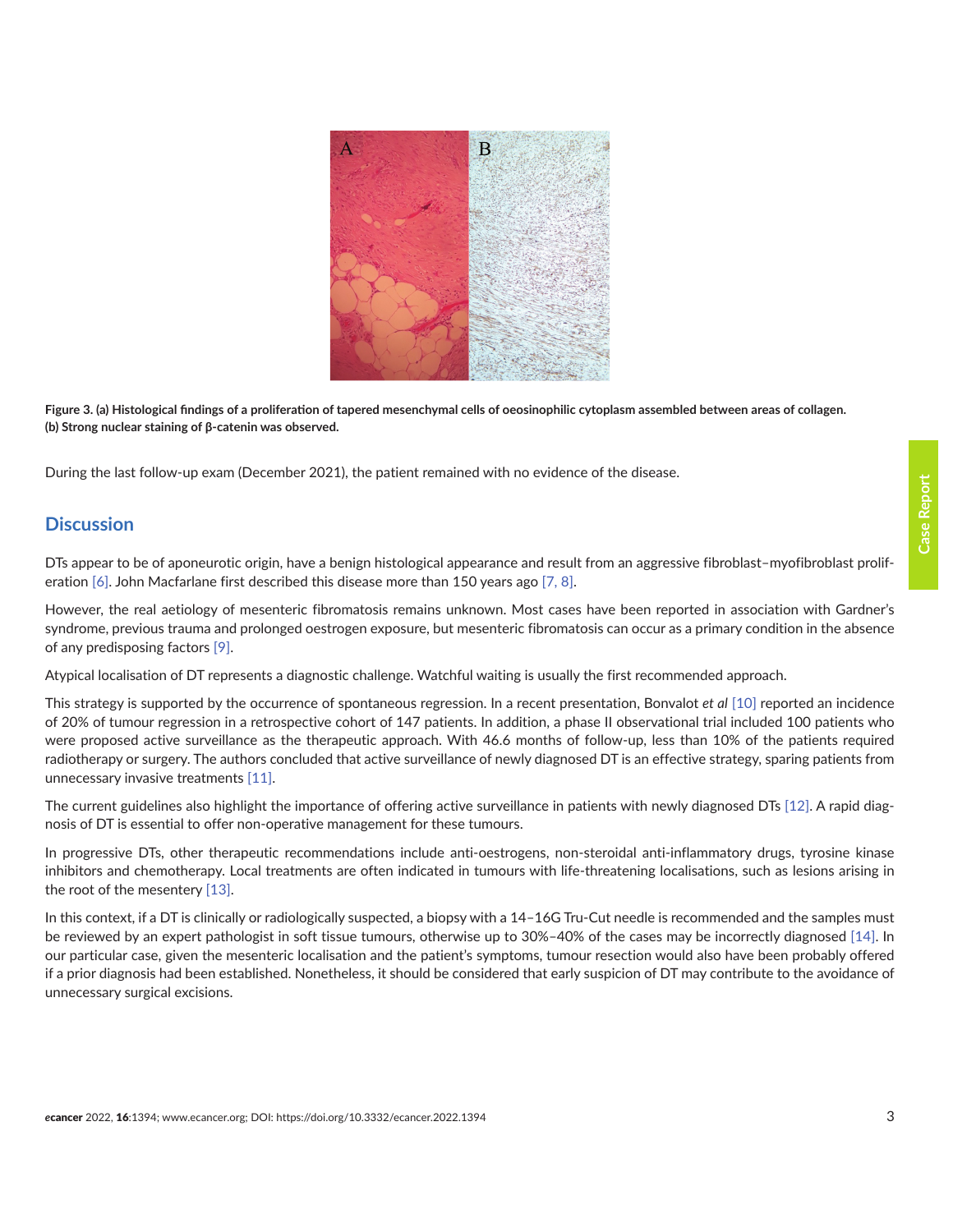**Figure 3. (a) Histological findings of a proliferation of tapered mesenchymal cells of oeosinophilic cytoplasm assembled between areas of collagen. (b) Strong nuclear staining of β-catenin was observed.**

During the last follow-up exam (December 2021), the patient remained with no evidence of the disease.

## Discussion

DTs appear to be of aponeurotic origin, have a benign histological appearance and result from an aggressive fibroblast–myofibroblast proliferation [6]. John Macfarlane first described this disease more than 150 years ago [7, 8].

However, the real aetiology of mesenteric fibromatosis remains unknown. Most cases have been reported in association with Gardner's syndrome, previous trauma and prolonged oestrogen exposure, but mesenteric fibromatosis can occur as a primary condition in the absence of any predisposing factors [9].

Atypical localisation of DT represents a diagnostic challenge. Watchful waiting is usually the first recommended approach.

This strategy is supported by the occurrence of spontaneous regression. In a recent presentation, Bonvalot *et al* [10] reported an incidence of 20% of tumour regression in a retrospective cohort of 147 patients. In addition, a phase II observational trial included 100 patients who were proposed active surveillance as the therapeutic approach. With 46.6 months of follow-up, less than 10% of the patients required radiotherapy or surgery. The authors concluded that active surveillance of newly diagnosed DT is an effective strategy, sparing patients from unnecessary invasive treatments [11].

The current guidelines also highlight the importance of offering active surveillance in patients with newly diagnosed DTs [12]. A rapid diagnosis of DT is essential to offer non-operative management for these tumours.

In progressive DTs, other therapeutic recommendations include anti-oestrogens, non-steroidal anti-inflammatory drugs, tyrosine kinase inhibitors and chemotherapy. Local treatments are often indicated in tumours with life-threatening localisations, such as lesions arising in the root of the mesentery [13].

In this context, if a DT is clinically or radiologically suspected, a biopsy with a 14–16G Tru-Cut needle is recommended and the samples must be reviewed by an expert pathologist in soft tissue tumours, otherwise up to 30%–40% of the cases may be incorrectly diagnosed [14]. In our particular case, given the mesenteric localisation and the patient's symptoms, tumour resection would also have been probably offered if a prior diagnosis had been established. Nonetheless, it should be considered that early suspicion of DT may contribute to the avoidance of unnecessary surgical excisions.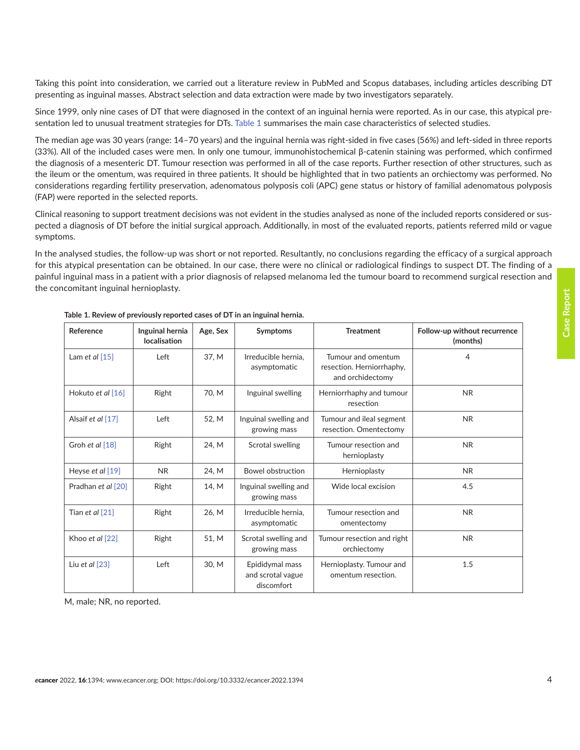Taking this point into consideration, we carried out a literature review in PubMed and Scopus databases, including articles describing DT presenting as inguinal masses. Abstract selection and data extraction were made by two investigators separately.

Since 1999, only nine cases of DT that were diagnosed in the context of an inguinal hernia were reported. As in our case, this atypical presentation led to unusual treatment strategies for DTs. Table 1 summarises the main case characteristics of selected studies.

The median age was 30 years (range: 14–70 years) and the inguinal hernia was right-sided in five cases (56%) and left-sided in three reports (33%). All of the included cases were men. In only one tumour, immunohistochemical β-catenin staining was performed, which confirmed the diagnosis of a mesenteric DT. Tumour resection was performed in all of the case reports. Further resection of other structures, such as the ileum or the omentum, was required in three patients. It should be highlighted that in two patients an orchiectomy was performed. No considerations regarding fertility preservation, adenomatous polyposis coli (APC) gene status or history of familial adenomatous polyposis (FAP) were reported in the selected reports.

Clinical reasoning to support treatment decisions was not evident in the studies analysed as none of the included reports considered or suspected a diagnosis of DT before the initial surgical approach. Additionally, in most of the evaluated reports, patients referred mild or vague symptoms.

In the analysed studies, the follow-up was short or not reported. Resultantly, no conclusions regarding the efficacy of a surgical approach for this atypical presentation can be obtained. In our case, there were no clinical or radiological findings to suspect DT. The finding of a painful inguinal mass in a patient with a prior diagnosis of relapsed melanoma led the tumour board to recommend surgical resection and the concomitant inguinal hernioplasty.

**Table 1. Review of previously reported cases of DT in an inguinal hernia.**

| Reference | Inguinal hernia localisation | Age, Sex | Symptoms | Treatment | Follow-up without recurrence (months) |
|---|---|---|---|---|---|
| Lam *et al* [15] | Left | 37, M | Irreducible hernia, asymptomatic | Tumour and omentum resection. Herniorrhaphy, and orchidectomy | 4 |
| Hokuto *et al* [16] | Right | 70, M | Inguinal swelling | Herniorrhaphy and tumour resection | NR |
| Alsaif *et al* [17] | Left | 52, M | Inguinal swelling and growing mass | Tumour and ileal segment resection. Omentectomy | NR |
| Groh *et al* [18] | Right | 24, M | Scrotal swelling | Tumour resection and hernioplasty | NR |
| Heyse *et al* [19] | NR | 24, M | Bowel obstruction | Hernioplasty | NR |
| Pradhan *et al* [20] | Right | 14, M | Inguinal swelling and growing mass | Wide local excision | 4.5 |
| Tian *et al* [21] | Right | 26, M | Irreducible hernia, asymptomatic | Tumour resection and omentectomy | NR |
| Khoo *et al* [22] | Right | 51, M | Scrotal swelling and growing mass | Tumour resection and right orchiectomy | NR |
| Liu *et al* [23] | Left | 30, M | Epididymal mass and scrotal vague discomfort | Hernioplasty. Tumour and omentum resection. | 1.5 |

M, male; NR, no reported.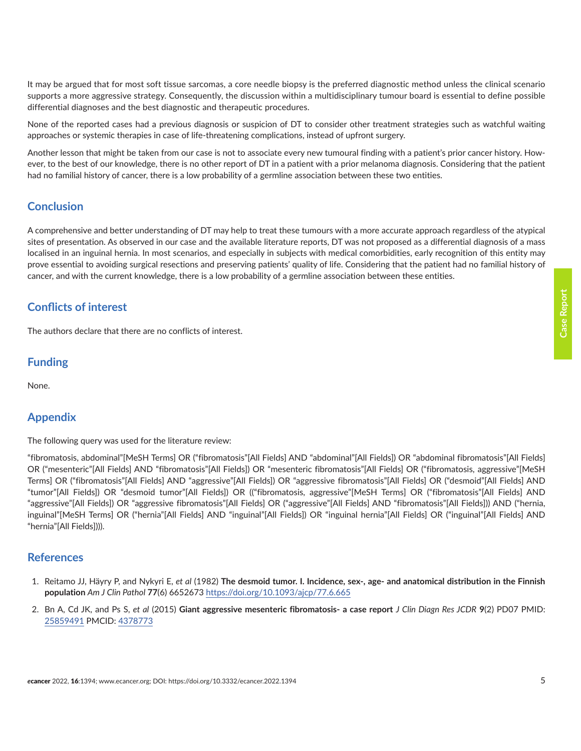It may be argued that for most soft tissue sarcomas, a core needle biopsy is the preferred diagnostic method unless the clinical scenario supports a more aggressive strategy. Consequently, the discussion within a multidisciplinary tumour board is essential to define possible differential diagnoses and the best diagnostic and therapeutic procedures.

None of the reported cases had a previous diagnosis or suspicion of DT to consider other treatment strategies such as watchful waiting approaches or systemic therapies in case of life-threatening complications, instead of upfront surgery.

Another lesson that might be taken from our case is not to associate every new tumoural finding with a patient's prior cancer history. However, to the best of our knowledge, there is no other report of DT in a patient with a prior melanoma diagnosis. Considering that the patient had no familial history of cancer, there is a low probability of a germline association between these two entities.

## Conclusion

A comprehensive and better understanding of DT may help to treat these tumours with a more accurate approach regardless of the atypical sites of presentation. As observed in our case and the available literature reports, DT was not proposed as a differential diagnosis of a mass localised in an inguinal hernia. In most scenarios, and especially in subjects with medical comorbidities, early recognition of this entity may prove essential to avoiding surgical resections and preserving patients' quality of life. Considering that the patient had no familial history of cancer, and with the current knowledge, there is a low probability of a germline association between these entities.

## Conflicts of interest

The authors declare that there are no conflicts of interest.

## Funding

None.

## Appendix

The following query was used for the literature review:

"fibromatosis, abdominal"[MeSH Terms] OR ("fibromatosis"[All Fields] AND "abdominal"[All Fields]) OR "abdominal fibromatosis"[All Fields] OR ("mesenteric"[All Fields] AND "fibromatosis"[All Fields]) OR "mesenteric fibromatosis"[All Fields] OR ("fibromatosis, aggressive"[MeSH Terms] OR ("fibromatosis"[All Fields] AND "aggressive"[All Fields]) OR "aggressive fibromatosis"[All Fields] OR ("desmoid"[All Fields] AND "tumor"[All Fields]) OR "desmoid tumor"[All Fields]) OR (("fibromatosis, aggressive"[MeSH Terms] OR ("fibromatosis"[All Fields] AND "aggressive"[All Fields]) OR "aggressive fibromatosis"[All Fields] OR ("aggressive"[All Fields] AND "fibromatosis"[All Fields])) AND ("hernia, inguinal"[MeSH Terms] OR ("hernia"[All Fields] AND "inguinal"[All Fields]) OR "inguinal hernia"[All Fields] OR ("inguinal"[All Fields] AND "hernia"[All Fields]))).

## References

1. Reitamo JJ, Häyry P, and Nykyri E, *et al* (1982) **The desmoid tumor. I. Incidence, sex-, age- and anatomical distribution in the Finnish population** *Am J Clin Pathol* **77**(6) 6652673 https://doi.org/10.1093/ajcp/77.6.665
2. Bn A, Cd JK, and Ps S, *et al* (2015) **Giant aggressive mesenteric fibromatosis- a case report** *J Clin Diagn Res JCDR* **9**(2) PD07 PMID: 25859491 PMCID: 4378773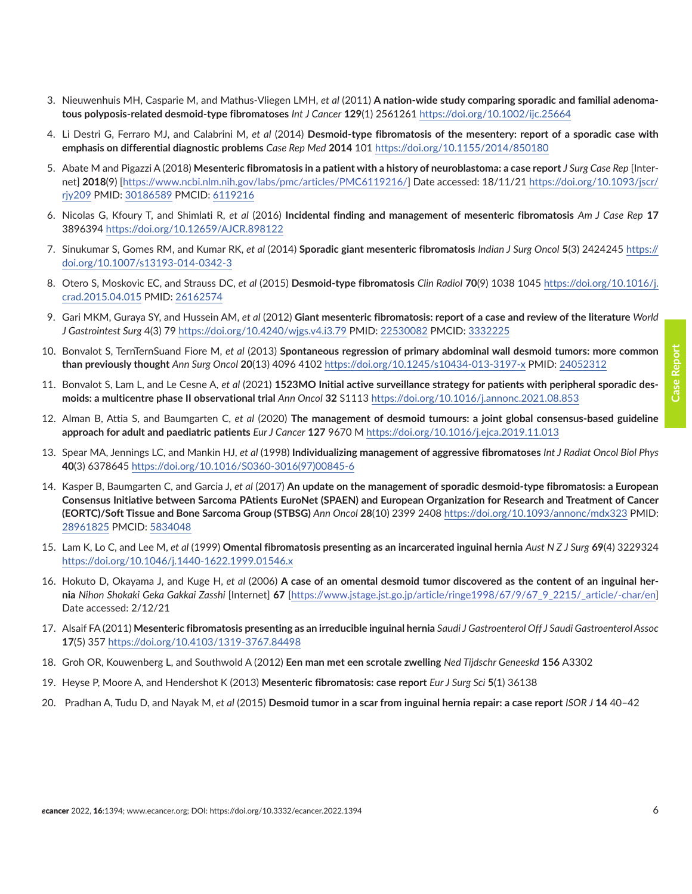3. Nieuwenhuis MH, Casparie M, and Mathus-Vliegen LMH, *et al* (2011) **A nation-wide study comparing sporadic and familial adenomatous polyposis-related desmoid-type fibromatoses** *Int J Cancer* **129**(1) 2561261 https://doi.org/10.1002/ijc.25664

4. Li Destri G, Ferraro MJ, and Calabrini M, *et al* (2014) **Desmoid-type fibromatosis of the mesentery: report of a sporadic case with emphasis on differential diagnostic problems** *Case Rep Med* **2014** 101 https://doi.org/10.1155/2014/850180

5. Abate M and Pigazzi A (2018) **Mesenteric fibromatosis in a patient with a history of neuroblastoma: a case report** *J Surg Case Rep* [Internet] **2018**(9) [https://www.ncbi.nlm.nih.gov/labs/pmc/articles/PMC6119216/] Date accessed: 18/11/21 https://doi.org/10.1093/jscr/rjy209 PMID: 30186589 PMCID: 6119216

6. Nicolas G, Kfoury T, and Shimlati R, *et al* (2016) **Incidental finding and management of mesenteric fibromatosis** *Am J Case Rep* **17** 3896394 https://doi.org/10.12659/AJCR.898122

7. Sinukumar S, Gomes RM, and Kumar RK, *et al* (2014) **Sporadic giant mesenteric fibromatosis** *Indian J Surg Oncol* **5**(3) 2424245 https://doi.org/10.1007/s13193-014-0342-3

8. Otero S, Moskovic EC, and Strauss DC, *et al* (2015) **Desmoid-type fibromatosis** *Clin Radiol* **70**(9) 1038 1045 https://doi.org/10.1016/j.crad.2015.04.015 PMID: 26162574

9. Gari MKM, Guraya SY, and Hussein AM, *et al* (2012) **Giant mesenteric fibromatosis: report of a case and review of the literature** *World J Gastrointest Surg* 4(3) 79 https://doi.org/10.4240/wjgs.v4.i3.79 PMID: 22530082 PMCID: 3332225

10. Bonvalot S, TernTernSuand Fiore M, *et al* (2013) **Spontaneous regression of primary abdominal wall desmoid tumors: more common than previously thought** *Ann Surg Oncol* **20**(13) 4096 4102 https://doi.org/10.1245/s10434-013-3197-x PMID: 24052312

11. Bonvalot S, Lam L, and Le Cesne A, *et al* (2021) **1523MO Initial active surveillance strategy for patients with peripheral sporadic desmoids: a multicentre phase II observational trial** *Ann Oncol* **32** S1113 https://doi.org/10.1016/j.annonc.2021.08.853

12. Alman B, Attia S, and Baumgarten C, *et al* (2020) **The management of desmoid tumours: a joint global consensus-based guideline approach for adult and paediatric patients** *Eur J Cancer* **127** 9670 M https://doi.org/10.1016/j.ejca.2019.11.013

13. Spear MA, Jennings LC, and Mankin HJ, *et al* (1998) **Individualizing management of aggressive fibromatoses** *Int J Radiat Oncol Biol Phys* **40**(3) 6378645 https://doi.org/10.1016/S0360-3016(97)00845-6

14. Kasper B, Baumgarten C, and Garcia J, *et al* (2017) **An update on the management of sporadic desmoid-type fibromatosis: a European Consensus Initiative between Sarcoma PAtients EuroNet (SPAEN) and European Organization for Research and Treatment of Cancer (EORTC)/Soft Tissue and Bone Sarcoma Group (STBSG)** *Ann Oncol* **28**(10) 2399 2408 https://doi.org/10.1093/annonc/mdx323 PMID: 28961825 PMCID: 5834048

15. Lam K, Lo C, and Lee M, *et al* (1999) **Omental fibromatosis presenting as an incarcerated inguinal hernia** *Aust N Z J Surg* **69**(4) 3229324 https://doi.org/10.1046/j.1440-1622.1999.01546.x

16. Hokuto D, Okayama J, and Kuge H, *et al* (2006) **A case of an omental desmoid tumor discovered as the content of an inguinal hernia** *Nihon Shokaki Geka Gakkai Zasshi* [Internet] **67** [https://www.jstage.jst.go.jp/article/ringe1998/67/9/67_9_2215/_article/-char/en] Date accessed: 2/12/21

17. Alsaif FA (2011) **Mesenteric fibromatosis presenting as an irreducible inguinal hernia** *Saudi J Gastroenterol Off J Saudi Gastroenterol Assoc* **17**(5) 357 https://doi.org/10.4103/1319-3767.84498

18. Groh OR, Kouwenberg L, and Southwold A (2012) **Een man met een scrotale zwelling** *Ned Tijdschr Geneeskd* **156** A3302

19. Heyse P, Moore A, and Hendershot K (2013) **Mesenteric fibromatosis: case report** *Eur J Surg Sci* **5**(1) 36138

20. Pradhan A, Tudu D, and Nayak M, *et al* (2015) **Desmoid tumor in a scar from inguinal hernia repair: a case report** *ISOR J* **14** 40–42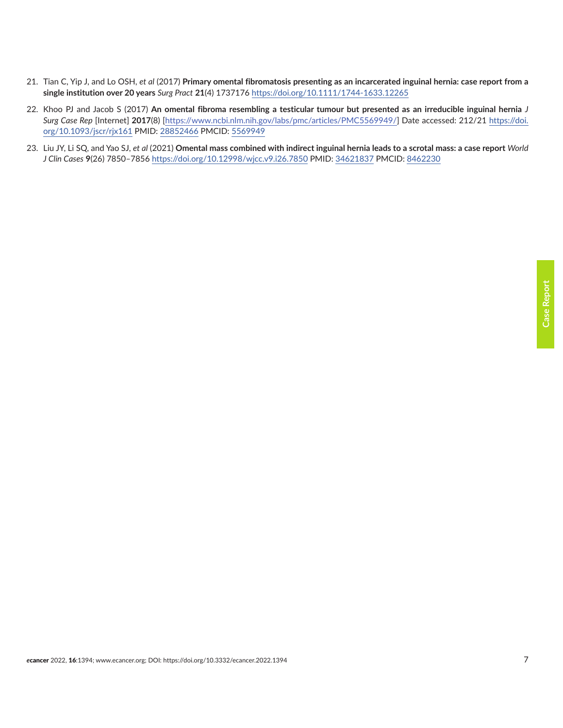21. Tian C, Yip J, and Lo OSH, *et al* (2017) **Primary omental fibromatosis presenting as an incarcerated inguinal hernia: case report from a single institution over 20 years** *Surg Pract* **21**(4) 1737176 https://doi.org/10.1111/1744-1633.12265

22. Khoo PJ and Jacob S (2017) **An omental fibroma resembling a testicular tumour but presented as an irreducible inguinal hernia** *J Surg Case Rep* [Internet] **2017**(8) [https://www.ncbi.nlm.nih.gov/labs/pmc/articles/PMC5569949/] Date accessed: 212/21 https://doi.org/10.1093/jscr/rjx161 PMID: 28852466 PMCID: 5569949

23. Liu JY, Li SQ, and Yao SJ, *et al* (2021) **Omental mass combined with indirect inguinal hernia leads to a scrotal mass: a case report** *World J Clin Cases* **9**(26) 7850–7856 https://doi.org/10.12998/wjcc.v9.i26.7850 PMID: 34621837 PMCID: 8462230